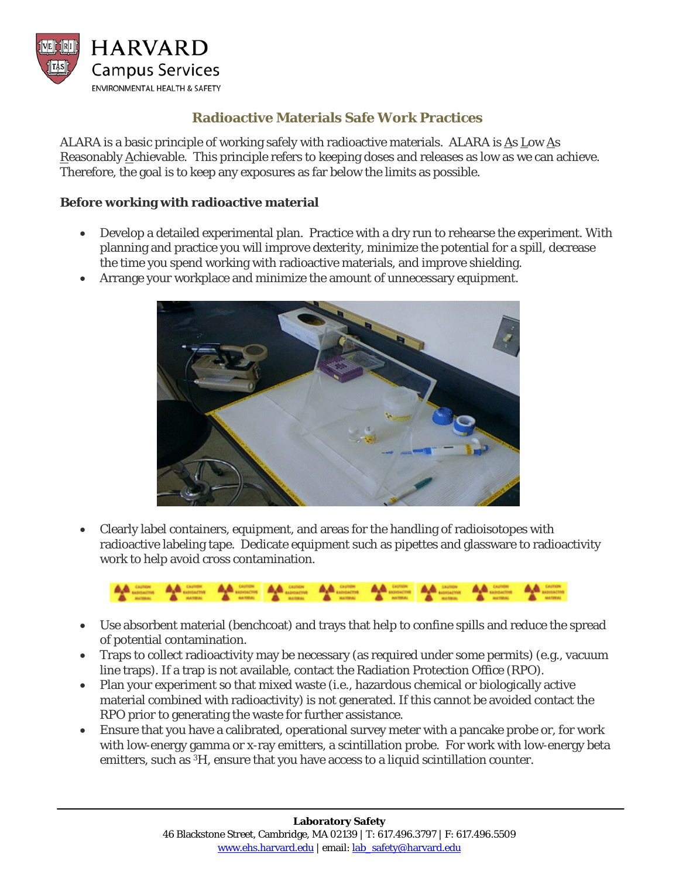# Radioactive Materials Safe Work Practices

ALARA is a basic principle of working safely with radioactive materials. ALARA is As Low As Reasonably Achievable. This principle refers to keeping doses and releases as low as we can achieve. Therefore, the goal is to keep any exposures as far below the limits as possible.

**Before working with radioactive material**

- Develop a detailed experimental plan. Practice with a dry run to rehearse the experiment. With planning and practice you will improve dexterity, minimize the potential for a spill, decrease the time you spend working with radioactive materials, and improve shielding.
- Arrange your workplace and minimize the amount of unnecessary equipment.
- Clearly label containers, equipment, and areas for the handling of radioisotopes with radioactive labeling tape. Dedicate equipment such as pipettes and glassware to radioactivity work to help avoid cross contamination.
- Use absorbent material (benchcoat) and trays that help to confine spills and reduce the spread of potential contamination.
- Traps to collect radioactivity may be necessary (as required under some permits) (e.g., vacuum line traps). If a trap is not available, contact the Radiation Protection Office (RPO).
- Plan your experiment so that mixed waste (i.e., hazardous chemical or biologically active material combined with radioactivity) is not generated. If this cannot be avoided contact the RPO prior to generating the waste for further assistance.
- Ensure that you have a calibrated, operational survey meter with a pancake probe or, for work with low-energy gamma or x-ray emitters, a scintillation probe. For work with low-energy beta emitters, such as $^{3}H$, ensure that you have access to a liquid scintillation counter.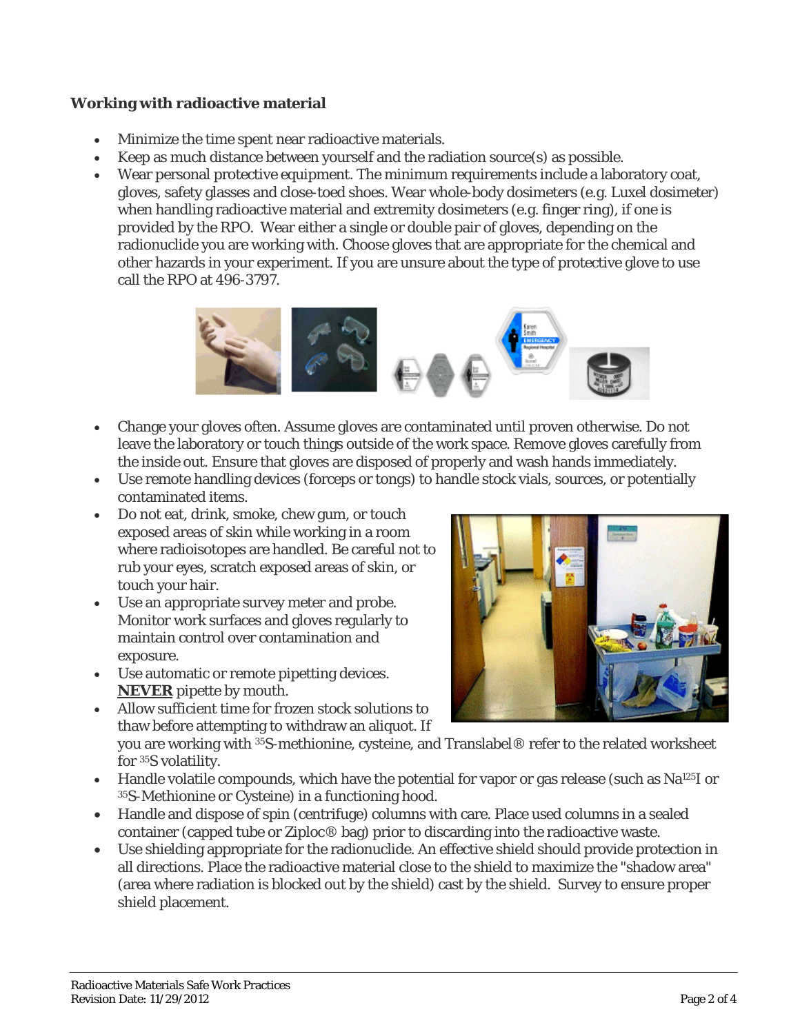### Working with radioactive material

- Minimize the time spent near radioactive materials.
- Keep as much distance between yourself and the radiation source(s) as possible.
- Wear personal protective equipment. The minimum requirements include a laboratory coat, gloves, safety glasses and close-toed shoes. Wear whole-body dosimeters (e.g. Luxel dosimeter) when handling radioactive material and extremity dosimeters (e.g. finger ring), if one is provided by the RPO. Wear either a single or double pair of gloves, depending on the radionuclide you are working with. Choose gloves that are appropriate for the chemical and other hazards in your experiment. If you are unsure about the type of protective glove to use call the RPO at 496-3797.
- Change your gloves often. Assume gloves are contaminated until proven otherwise. Do not leave the laboratory or touch things outside of the work space. Remove gloves carefully from the inside out. Ensure that gloves are disposed of properly and wash hands immediately.
- Use remote handling devices (forceps or tongs) to handle stock vials, sources, or potentially contaminated items.
- Do not eat, drink, smoke, chew gum, or touch exposed areas of skin while working in a room where radioisotopes are handled. Be careful not to rub your eyes, scratch exposed areas of skin, or touch your hair.
- Use an appropriate survey meter and probe. Monitor work surfaces and gloves regularly to maintain control over contamination and exposure.
- Use automatic or remote pipetting devices. **NEVER** pipette by mouth.
- Allow sufficient time for frozen stock solutions to thaw before attempting to withdraw an aliquot. If you are working with $^{35}$S-methionine, cysteine, and Translabel® refer to the related worksheet for $^{35}$S volatility.
- Handle volatile compounds, which have the potential for vapor or gas release (such as Na$^{125}$I or $^{35}$S-Methionine or Cysteine) in a functioning hood.
- Handle and dispose of spin (centrifuge) columns with care. Place used columns in a sealed container (capped tube or Ziploc® bag) prior to discarding into the radioactive waste.
- Use shielding appropriate for the radionuclide. An effective shield should provide protection in all directions. Place the radioactive material close to the shield to maximize the "shadow area" (area where radiation is blocked out by the shield) cast by the shield. Survey to ensure proper shield placement.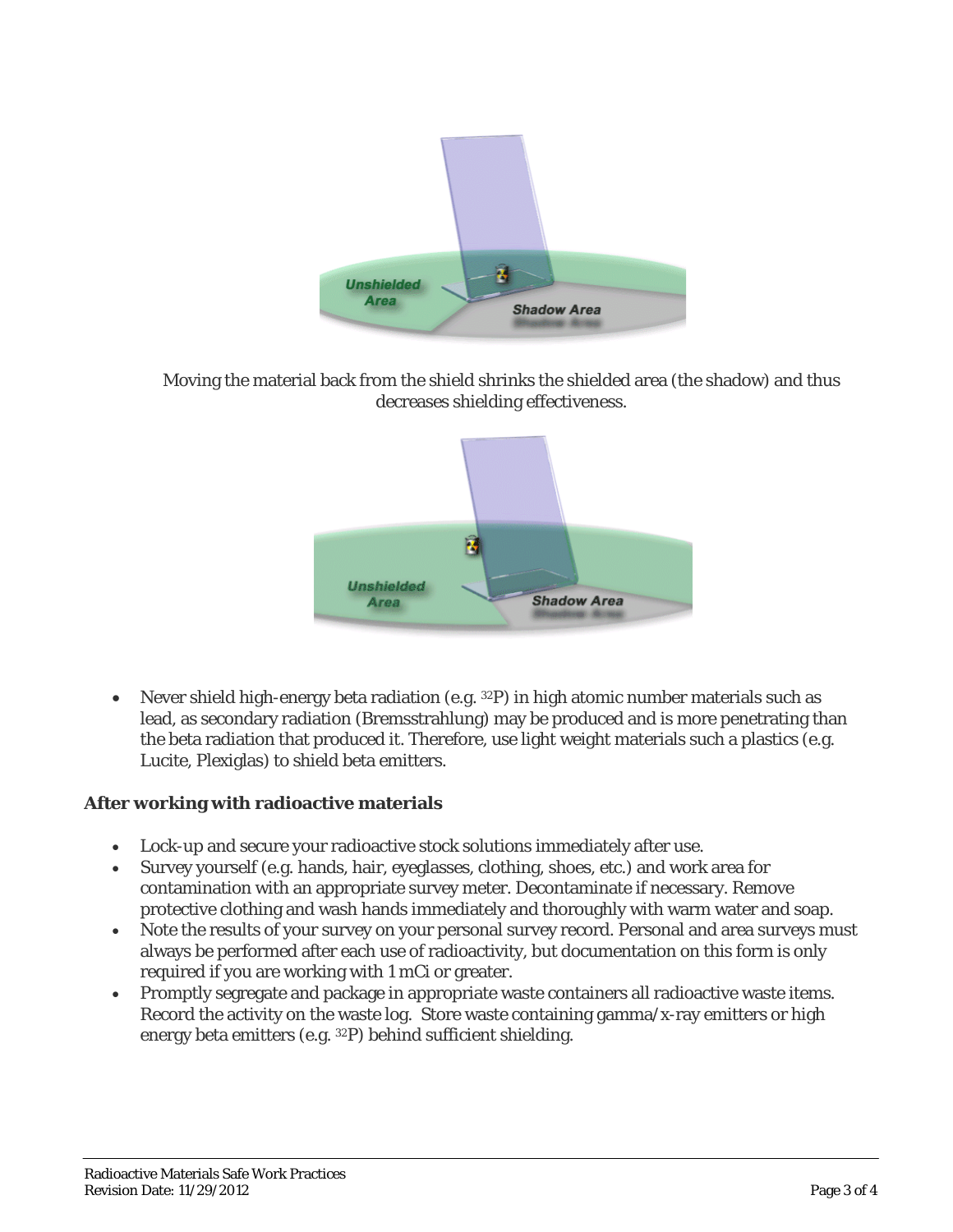Moving the material back from the shield shrinks the shielded area (the shadow) and thus decreases shielding effectiveness.

- Never shield high-energy beta radiation (e.g. $^{32}P$) in high atomic number materials such as lead, as secondary radiation (Bremsstrahlung) may be produced and is more penetrating than the beta radiation that produced it. Therefore, use light weight materials such a plastics (e.g. Lucite, Plexiglas) to shield beta emitters.

**After working with radioactive materials**

- Lock-up and secure your radioactive stock solutions immediately after use.
- Survey yourself (e.g. hands, hair, eyeglasses, clothing, shoes, etc.) and work area for contamination with an appropriate survey meter. Decontaminate if necessary. Remove protective clothing and wash hands immediately and thoroughly with warm water and soap.
- Note the results of your survey on your personal survey record. Personal and area surveys must always be performed after each use of radioactivity, but documentation on this form is only required if you are working with 1 mCi or greater.
- Promptly segregate and package in appropriate waste containers all radioactive waste items. Record the activity on the waste log. Store waste containing gamma/x-ray emitters or high energy beta emitters (e.g. $^{32}P$) behind sufficient shielding.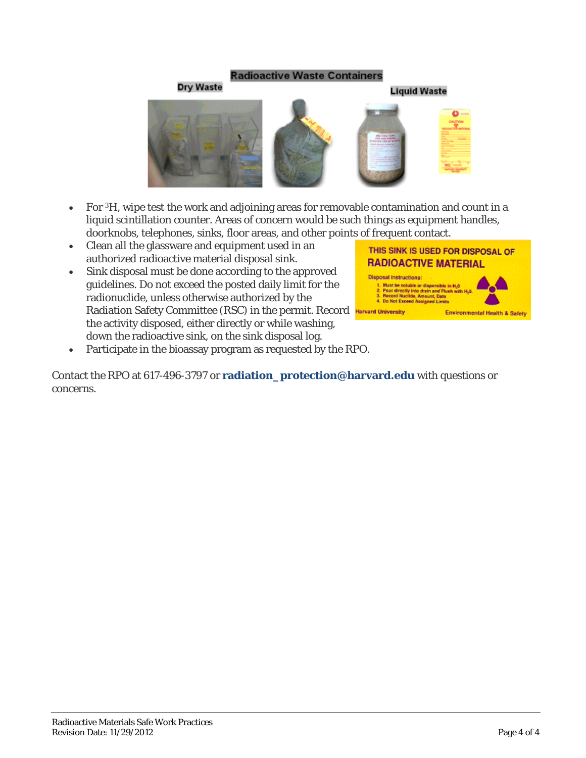Radioactive Waste Containers

Dry Waste

Liquid Waste

- For $^{3}H$, wipe test the work and adjoining areas for removable contamination and count in a liquid scintillation counter. Areas of concern would be such things as equipment handles, doorknobs, telephones, sinks, floor areas, and other points of frequent contact.
- Clean all the glassware and equipment used in an authorized radioactive material disposal sink.
- Sink disposal must be done according to the approved guidelines. Do not exceed the posted daily limit for the radionuclide, unless otherwise authorized by the Radiation Safety Committee (RSC) in the permit. Record the activity disposed, either directly or while washing, down the radioactive sink, on the sink disposal log.
- Participate in the bioassay program as requested by the RPO.

THIS SINK IS USED FOR DISPOSAL OF RADIOACTIVE MATERIAL

Disposal instructions:
1. Must be soluble or dispersible in $H_2O$
2. Pour directly into drain and Flush with $H_2O$.
3. Record Nuclide, Amount, Date
4. Do Not Exceed Assigned Limits

Harvard University — Environmental Health & Safety

Contact the RPO at 617-496-3797 or **radiation_ protection@harvard.edu** with questions or concerns.